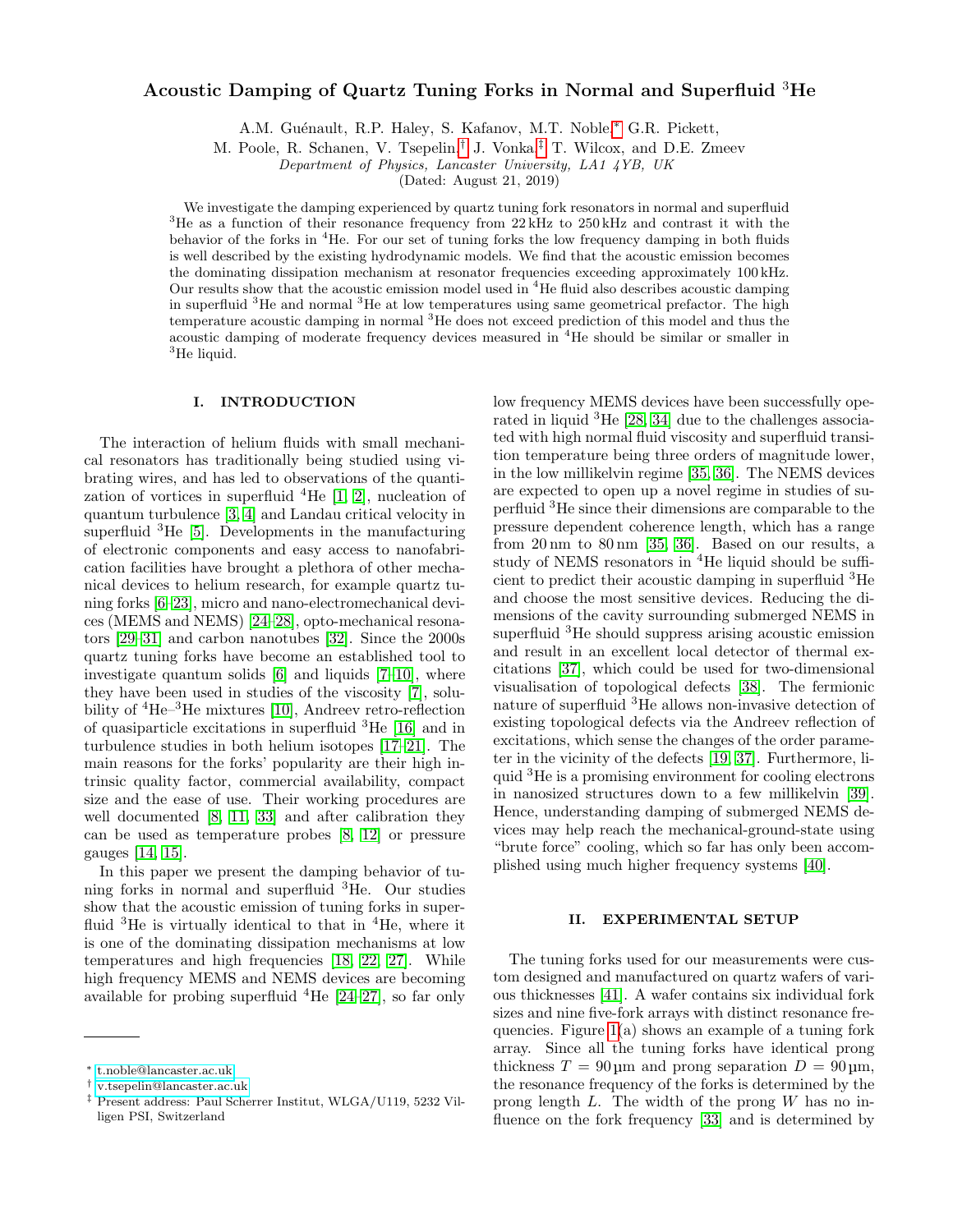# Acoustic Damping of Quartz Tuning Forks in Normal and Superfluid $^3$He

A.M. Guénault, R.P. Haley, S. Kafanov, M.T. Noble,* G.R. Pickett, M. Poole, R. Schanen, V. Tsepelin,† J. Vonka,‡ T. Wilcox, and D.E. Zmeev

*Department of Physics, Lancaster University, LA1 4YB, UK*

(Dated: August 21, 2019)

We investigate the damping experienced by quartz tuning fork resonators in normal and superfluid $^3$He as a function of their resonance frequency from 22 kHz to 250 kHz and contrast it with the behavior of the forks in $^4$He. For our set of tuning forks the low frequency damping in both fluids is well described by the existing hydrodynamic models. We find that the acoustic emission becomes the dominating dissipation mechanism at resonator frequencies exceeding approximately 100 kHz. Our results show that the acoustic emission model used in $^4$He fluid also describes acoustic damping in superfluid $^3$He and normal $^3$He at low temperatures using same geometrical prefactor. The high temperature acoustic damping in normal $^3$He does not exceed prediction of this model and thus the acoustic damping of moderate frequency devices measured in $^4$He should be similar or smaller in $^3$He liquid.

## I. INTRODUCTION

The interaction of helium fluids with small mechanical resonators has traditionally being studied using vibrating wires, and has led to observations of the quantization of vortices in superfluid $^4$He [1, 2], nucleation of quantum turbulence [3, 4] and Landau critical velocity in superfluid $^3$He [5]. Developments in the manufacturing of electronic components and easy access to nanofabrication facilities have brought a plethora of other mechanical devices to helium research, for example quartz tuning forks [6–23], micro and nano-electromechanical devices (MEMS and NEMS) [24–28], opto-mechanical resonators [29–31] and carbon nanotubes [32]. Since the 2000s quartz tuning forks have become an established tool to investigate quantum solids [6] and liquids [7–10], where they have been used in studies of the viscosity [7], solubility of $^4$He–$^3$He mixtures [10], Andreev retro-reflection of quasiparticle excitations in superfluid $^3$He [16] and in turbulence studies in both helium isotopes [17–21]. The main reasons for the forks' popularity are their high intrinsic quality factor, commercial availability, compact size and the ease of use. Their working procedures are well documented [8, 11, 33] and after calibration they can be used as temperature probes [8, 12] or pressure gauges [14, 15].

In this paper we present the damping behavior of tuning forks in normal and superfluid $^3$He. Our studies show that the acoustic emission of tuning forks in superfluid $^3$He is virtually identical to that in $^4$He, where it is one of the dominating dissipation mechanisms at low temperatures and high frequencies [18, 22, 27]. While high frequency MEMS and NEMS devices are becoming available for probing superfluid $^4$He [24–27], so far only low frequency MEMS devices have been successfully operated in liquid $^3$He [28, 34] due to the challenges associated with high normal fluid viscosity and superfluid transition temperature being three orders of magnitude lower, in the low millikelvin regime [35, 36]. The NEMS devices are expected to open up a novel regime in studies of superfluid $^3$He since their dimensions are comparable to the pressure dependent coherence length, which has a range from 20 nm to 80 nm [35, 36]. Based on our results, a study of NEMS resonators in $^4$He liquid should be sufficient to predict their acoustic damping in superfluid $^3$He and choose the most sensitive devices. Reducing the dimensions of the cavity surrounding submerged NEMS in superfluid $^3$He should suppress arising acoustic emission and result in an excellent local detector of thermal excitations [37], which could be used for two-dimensional visualisation of topological defects [38]. The fermionic nature of superfluid $^3$He allows non-invasive detection of existing topological defects via the Andreev reflection of excitations, which sense the changes of the order parameter in the vicinity of the defects [19, 37]. Furthermore, liquid $^3$He is a promising environment for cooling electrons in nanosized structures down to a few millikelvin [39]. Hence, understanding damping of submerged NEMS devices may help reach the mechanical-ground-state using "brute force" cooling, which so far has only been accomplished using much higher frequency systems [40].

## II. EXPERIMENTAL SETUP

The tuning forks used for our measurements were custom designed and manufactured on quartz wafers of various thicknesses [41]. A wafer contains six individual fork sizes and nine five-fork arrays with distinct resonance frequencies. Figure 1(a) shows an example of a tuning fork array. Since all the tuning forks have identical prong thickness $T = 90\,\mu$m and prong separation $D = 90\,\mu$m, the resonance frequency of the forks is determined by the prong length $L$. The width of the prong $W$ has no influence on the fork frequency [33] and is determined by

---

* t.noble@lancaster.ac.uk
† v.tsepelin@lancaster.ac.uk
‡ Present address: Paul Scherrer Institut, WLGA/U119, 5232 Villigen PSI, Switzerland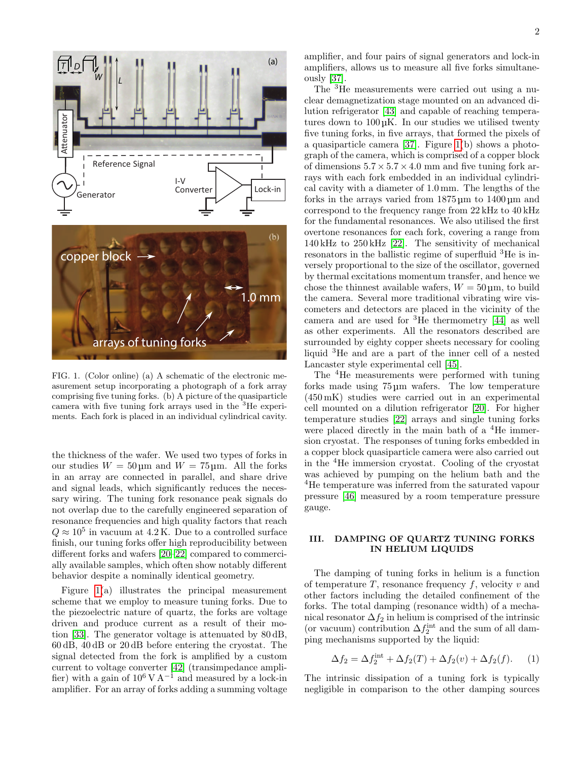FIG. 1. (Color online) (a) A schematic of the electronic measurement setup incorporating a photograph of a fork array comprising five tuning forks. (b) A picture of the quasiparticle camera with five tuning fork arrays used in the $^3$He experiments. Each fork is placed in an individual cylindrical cavity.

the thickness of the wafer. We used two types of forks in our studies $W = 50\,\mu$m and $W = 75\,\mu$m. All the forks in an array are connected in parallel, and share drive and signal leads, which significantly reduces the necessary wiring. The tuning fork resonance peak signals do not overlap due to the carefully engineered separation of resonance frequencies and high quality factors that reach $Q \approx 10^5$ in vacuum at 4.2 K. Due to a controlled surface finish, our tuning forks offer high reproducibility between different forks and wafers [20–22] compared to commercially available samples, which often show notably different behavior despite a nominally identical geometry.

Figure 1(a) illustrates the principal measurement scheme that we employ to measure tuning forks. Due to the piezoelectric nature of quartz, the forks are voltage driven and produce current as a result of their motion [33]. The generator voltage is attenuated by 80 dB, 60 dB, 40 dB or 20 dB before entering the cryostat. The signal detected from the fork is amplified by a custom current to voltage converter [42] (transimpedance amplifier) with a gain of $10^6$ V A$^{-1}$ and measured by a lock-in amplifier. For an array of forks adding a summing voltage amplifier, and four pairs of signal generators and lock-in amplifiers, allows us to measure all five forks simultaneously [37].

The $^3$He measurements were carried out using a nuclear demagnetization stage mounted on an advanced dilution refrigerator [43] and capable of reaching temperatures down to 100 µK. In our studies we utilised twenty five tuning forks, in five arrays, that formed the pixels of a quasiparticle camera [37]. Figure 1(b) shows a photograph of the camera, which is comprised of a copper block of dimensions $5.7 \times 5.7 \times 4.0$ mm and five tuning fork arrays with each fork embedded in an individual cylindrical cavity with a diameter of 1.0 mm. The lengths of the forks in the arrays varied from 1875 µm to 1400 µm and correspond to the frequency range from 22 kHz to 40 kHz for the fundamental resonances. We also utilised the first overtone resonances for each fork, covering a range from 140 kHz to 250 kHz [22]. The sensitivity of mechanical resonators in the ballistic regime of superfluid $^3$He is inversely proportional to the size of the oscillator, governed by thermal excitations momentum transfer, and hence we chose the thinnest available wafers, $W = 50\,\mu$m, to build the camera. Several more traditional vibrating wire viscometers and detectors are placed in the vicinity of the camera and are used for $^3$He thermometry [44] as well as other experiments. All the resonators described are surrounded by eighty copper sheets necessary for cooling liquid $^3$He and are a part of the inner cell of a nested Lancaster style experimental cell [45].

The $^4$He measurements were performed with tuning forks made using 75 µm wafers. The low temperature (450 mK) studies were carried out in an experimental cell mounted on a dilution refrigerator [20]. For higher temperature studies [22] arrays and single tuning forks were placed directly in the main bath of a $^4$He immersion cryostat. The responses of tuning forks embedded in a copper block quasiparticle camera were also carried out in the $^4$He immersion cryostat. Cooling of the cryostat was achieved by pumping on the helium bath and the $^4$He temperature was inferred from the saturated vapour pressure [46] measured by a room temperature pressure gauge.

## III. DAMPING OF QUARTZ TUNING FORKS IN HELIUM LIQUIDS

The damping of tuning forks in helium is a function of temperature $T$, resonance frequency $f$, velocity $v$ and other factors including the detailed confinement of the forks. The total damping (resonance width) of a mechanical resonator $\Delta f_2$ in helium is comprised of the intrinsic (or vacuum) contribution $\Delta f_2^{\mathrm{int}}$ and the sum of all damping mechanisms supported by the liquid:

$$\Delta f_2 = \Delta f_2^{\mathrm{int}} + \Delta f_2(T) + \Delta f_2(v) + \Delta f_2(f). \tag{1}$$

The intrinsic dissipation of a tuning fork is typically negligible in comparison to the other damping sources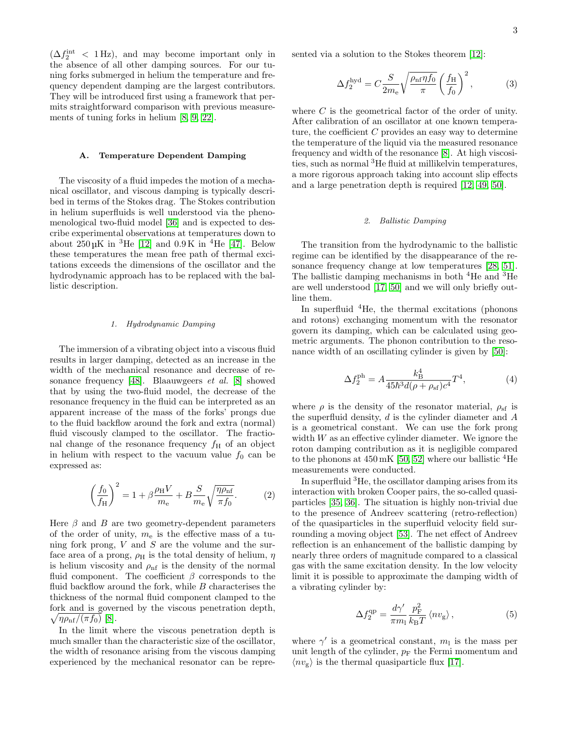($\Delta f_2^{\rm int} < 1\,$Hz), and may become important only in the absence of all other damping sources. For our tuning forks submerged in helium the temperature and frequency dependent damping are the largest contributors. They will be introduced first using a framework that permits straightforward comparison with previous measurements of tuning forks in helium [8, 9, 22].

### A. Temperature Dependent Damping

The viscosity of a fluid impedes the motion of a mechanical oscillator, and viscous damping is typically described in terms of the Stokes drag. The Stokes contribution in helium superfluids is well understood via the phenomenological two-fluid model [36] and is expected to describe experimental observations at temperatures down to about 250 µK in $^3$He [12] and 0.9 K in $^4$He [47]. Below these temperatures the mean free path of thermal excitations exceeds the dimensions of the oscillator and the hydrodynamic approach has to be replaced with the ballistic description.

#### *1. Hydrodynamic Damping*

The immersion of a vibrating object into a viscous fluid results in larger damping, detected as an increase in the width of the mechanical resonance and decrease of resonance frequency [48]. Blaauwgeers *et al.* [8] showed that by using the two-fluid model, the decrease of the resonance frequency in the fluid can be interpreted as an apparent increase of the mass of the forks' prongs due to the fluid backflow around the fork and extra (normal) fluid viscously clamped to the oscillator. The fractional change of the resonance frequency $f_{\rm H}$ of an object in helium with respect to the vacuum value $f_0$ can be expressed as:

$$\left(\frac{f_0}{f_{\rm H}}\right)^2 = 1 + \beta\frac{\rho_{\rm H}V}{m_{\rm e}} + B\frac{S}{m_{\rm e}}\sqrt{\frac{\eta\rho_{\rm nf}}{\pi f_0}}. \tag{2}$$

Here $\beta$ and $B$ are two geometry-dependent parameters of the order of unity, $m_{\rm e}$ is the effective mass of a tuning fork prong, $V$ and $S$ are the volume and the surface area of a prong, $\rho_{\rm H}$ is the total density of helium, $\eta$ is helium viscosity and $\rho_{\rm nf}$ is the density of the normal fluid component. The coefficient $\beta$ corresponds to the fluid backflow around the fork, while $B$ characterises the thickness of the normal fluid component clamped to the fork and is governed by the viscous penetration depth, $\sqrt{\eta\rho_{\rm nf}/(\pi f_0)}$ [8].

In the limit where the viscous penetration depth is much smaller than the characteristic size of the oscillator, the width of resonance arising from the viscous damping experienced by the mechanical resonator can be represented via a solution to the Stokes theorem [12]:

$$\Delta f_2^{\rm hyd} = C\frac{S}{2m_{\rm e}}\sqrt{\frac{\rho_{\rm nf}\eta f_0}{\pi}}\left(\frac{f_{\rm H}}{f_0}\right)^2, \tag{3}$$

where $C$ is the geometrical factor of the order of unity. After calibration of an oscillator at one known temperature, the coefficient $C$ provides an easy way to determine the temperature of the liquid via the measured resonance frequency and width of the resonance [8]. At high viscosities, such as normal $^3$He fluid at millikelvin temperatures, a more rigorous approach taking into account slip effects and a large penetration depth is required [12, 49, 50].

#### *2. Ballistic Damping*

The transition from the hydrodynamic to the ballistic regime can be identified by the disappearance of the resonance frequency change at low temperatures [28, 51]. The ballistic damping mechanisms in both $^4$He and $^3$He are well understood [17, 50] and we will only briefly outline them.

In superfluid $^4$He, the thermal excitations (phonons and rotons) exchanging momentum with the resonator govern its damping, which can be calculated using geometric arguments. The phonon contribution to the resonance width of an oscillating cylinder is given by [50]:

$$\Delta f_2^{\rm ph} = A\frac{k_{\rm B}^4}{45\hbar^3 d(\rho+\rho_{\rm sf})c^4}T^4, \tag{4}$$

where $\rho$ is the density of the resonator material, $\rho_{\rm sf}$ is the superfluid density, $d$ is the cylinder diameter and $A$ is a geometrical constant. We can use the fork prong width $W$ as an effective cylinder diameter. We ignore the roton damping contribution as it is negligible compared to the phonons at 450 mK [50, 52] where our ballistic $^4$He measurements were conducted.

In superfluid $^3$He, the oscillator damping arises from its interaction with broken Cooper pairs, the so-called quasiparticles [35, 36]. The situation is highly non-trivial due to the presence of Andreev scattering (retro-reflection) of the quasiparticles in the superfluid velocity field surrounding a moving object [53]. The net effect of Andreev reflection is an enhancement of the ballistic damping by nearly three orders of magnitude compared to a classical gas with the same excitation density. In the low velocity limit it is possible to approximate the damping width of a vibrating cylinder by:

$$\Delta f_2^{\rm qp} = \frac{d\gamma'}{\pi m_{\rm l}}\frac{p_{\rm F}^2}{k_{\rm B}T}\left\langle nv_{\rm g}\right\rangle, \tag{5}$$

where $\gamma'$ is a geometrical constant, $m_{\rm l}$ is the mass per unit length of the cylinder, $p_{\rm F}$ the Fermi momentum and $\langle nv_{\rm g}\rangle$ is the thermal quasiparticle flux [17].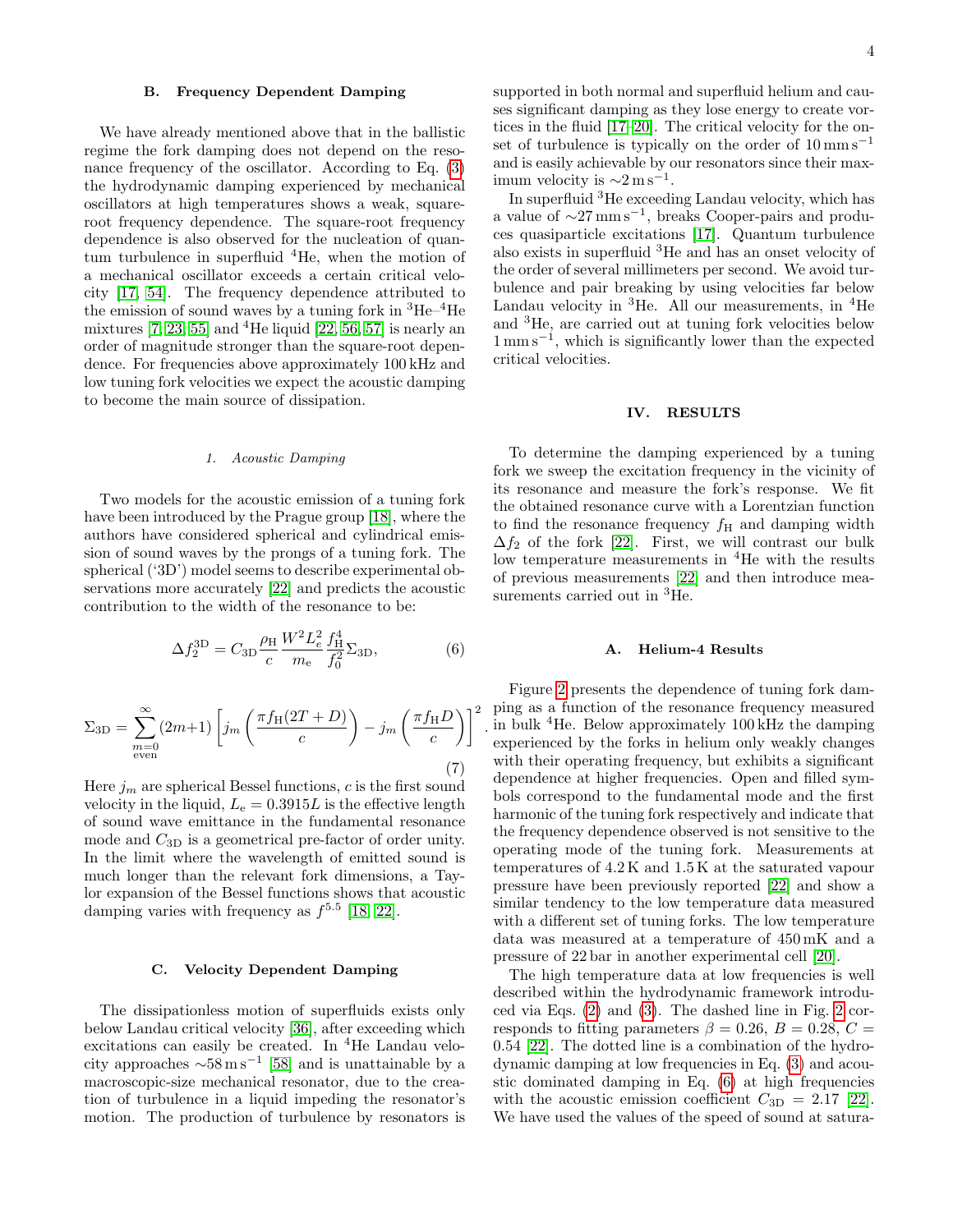### B. Frequency Dependent Damping

We have already mentioned above that in the ballistic regime the fork damping does not depend on the resonance frequency of the oscillator. According to Eq. (3) the hydrodynamic damping experienced by mechanical oscillators at high temperatures shows a weak, square-root frequency dependence. The square-root frequency dependence is also observed for the nucleation of quantum turbulence in superfluid $^4$He, when the motion of a mechanical oscillator exceeds a certain critical velocity [17, 54]. The frequency dependence attributed to the emission of sound waves by a tuning fork in $^3$He–$^4$He mixtures [7, 23, 55] and $^4$He liquid [22, 56, 57] is nearly an order of magnitude stronger than the square-root dependence. For frequencies above approximately 100 kHz and low tuning fork velocities we expect the acoustic damping to become the main source of dissipation.

#### 1. Acoustic Damping

Two models for the acoustic emission of a tuning fork have been introduced by the Prague group [18], where the authors have considered spherical and cylindrical emission of sound waves by the prongs of a tuning fork. The spherical ('3D') model seems to describe experimental observations more accurately [22] and predicts the acoustic contribution to the width of the resonance to be:

$$\Delta f_2^{3\mathrm{D}} = C_{3\mathrm{D}} \frac{\rho_\mathrm{H}}{c} \frac{W^2 L_e^2}{m_\mathrm{e}} \frac{f_\mathrm{H}^4}{f_0^2} \Sigma_{3\mathrm{D}}, \tag{6}$$

$$\Sigma_{3\mathrm{D}} = \sum_{\substack{m=0 \\ \mathrm{even}}}^{\infty} (2m+1) \left[ j_m\left( \frac{\pi f_\mathrm{H}(2T+D)}{c} \right) - j_m\left( \frac{\pi f_\mathrm{H} D}{c} \right) \right]^2 . \tag{7}$$

Here $j_m$ are spherical Bessel functions, $c$ is the first sound velocity in the liquid, $L_\mathrm{e} = 0.3915L$ is the effective length of sound wave emittance in the fundamental resonance mode and $C_{3\mathrm{D}}$ is a geometrical pre-factor of order unity. In the limit where the wavelength of emitted sound is much longer than the relevant fork dimensions, a Taylor expansion of the Bessel functions shows that acoustic damping varies with frequency as $f^{5.5}$ [18, 22].

### C. Velocity Dependent Damping

The dissipationless motion of superfluids exists only below Landau critical velocity [36], after exceeding which excitations can easily be created. In $^4$He Landau velocity approaches $\sim$58 m s$^{-1}$ [58] and is unattainable by a macroscopic-size mechanical resonator, due to the creation of turbulence in a liquid impeding the resonator's motion. The production of turbulence by resonators is supported in both normal and superfluid helium and causes significant damping as they lose energy to create vortices in the fluid [17–20]. The critical velocity for the onset of turbulence is typically on the order of 10 mm s$^{-1}$ and is easily achievable by our resonators since their maximum velocity is $\sim$2 m s$^{-1}$.

In superfluid $^3$He exceeding Landau velocity, which has a value of $\sim$27 mm s$^{-1}$, breaks Cooper-pairs and produces quasiparticle excitations [17]. Quantum turbulence also exists in superfluid $^3$He and has an onset velocity of the order of several millimeters per second. We avoid turbulence and pair breaking by using velocities far below Landau velocity in $^3$He. All our measurements, in $^4$He and $^3$He, are carried out at tuning fork velocities below 1 mm s$^{-1}$, which is significantly lower than the expected critical velocities.

## IV. RESULTS

To determine the damping experienced by a tuning fork we sweep the excitation frequency in the vicinity of its resonance and measure the fork's response. We fit the obtained resonance curve with a Lorentzian function to find the resonance frequency $f_\mathrm{H}$ and damping width $\Delta f_2$ of the fork [22]. First, we will contrast our bulk low temperature measurements in $^4$He with the results of previous measurements [22] and then introduce measurements carried out in $^3$He.

### A. Helium-4 Results

Figure 2 presents the dependence of tuning fork damping as a function of the resonance frequency measured in bulk $^4$He. Below approximately 100 kHz the damping experienced by the forks in helium only weakly changes with their operating frequency, but exhibits a significant dependence at higher frequencies. Open and filled symbols correspond to the fundamental mode and the first harmonic of the tuning fork respectively and indicate that the frequency dependence observed is not sensitive to the operating mode of the tuning fork. Measurements at temperatures of 4.2 K and 1.5 K at the saturated vapour pressure have been previously reported [22] and show a similar tendency to the low temperature data measured with a different set of tuning forks. The low temperature data was measured at a temperature of 450 mK and a pressure of 22 bar in another experimental cell [20].

The high temperature data at low frequencies is well described within the hydrodynamic framework introduced via Eqs. (2) and (3). The dashed line in Fig. 2 corresponds to fitting parameters $\beta = 0.26$, $B = 0.28$, $C = 0.54$ [22]. The dotted line is a combination of the hydrodynamic damping at low frequencies in Eq. (3) and acoustic dominated damping in Eq. (6) at high frequencies with the acoustic emission coefficient $C_{3\mathrm{D}} = 2.17$ [22]. We have used the values of the speed of sound at satura-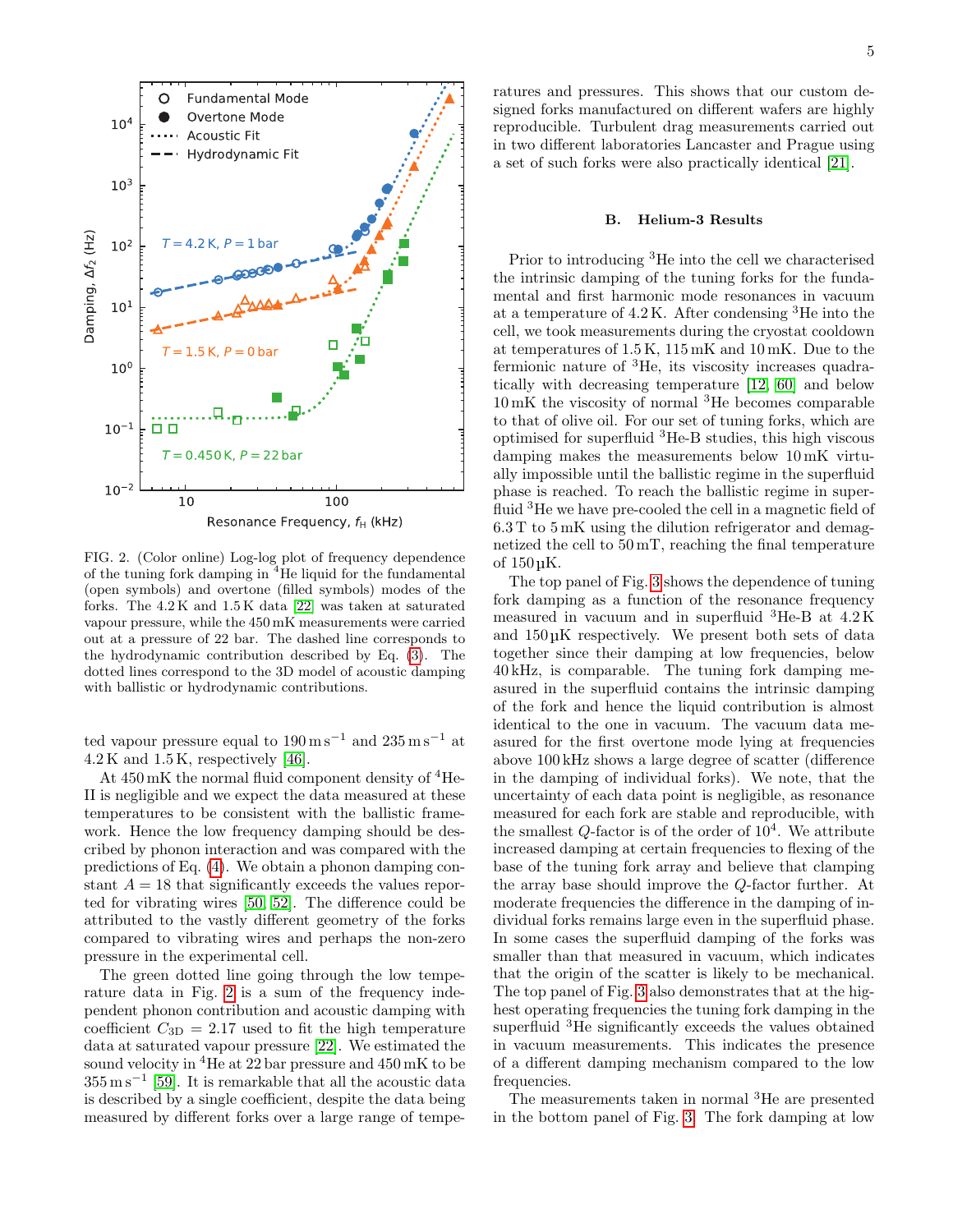FIG. 2. (Color online) Log-log plot of frequency dependence of the tuning fork damping in $^4$He liquid for the fundamental (open symbols) and overtone (filled symbols) modes of the forks. The 4.2 K and 1.5 K data [22] was taken at saturated vapour pressure, while the 450 mK measurements were carried out at a pressure of 22 bar. The dashed line corresponds to the hydrodynamic contribution described by Eq. (3). The dotted lines correspond to the 3D model of acoustic damping with ballistic or hydrodynamic contributions.

ted vapour pressure equal to 190 m s$^{-1}$ and 235 m s$^{-1}$ at 4.2 K and 1.5 K, respectively [46].

At 450 mK the normal fluid component density of $^4$He-II is negligible and we expect the data measured at these temperatures to be consistent with the ballistic framework. Hence the low frequency damping should be described by phonon interaction and was compared with the predictions of Eq. (4). We obtain a phonon damping constant $A = 18$ that significantly exceeds the values reported for vibrating wires [50, 52]. The difference could be attributed to the vastly different geometry of the forks compared to vibrating wires and perhaps the non-zero pressure in the experimental cell.

The green dotted line going through the low temperature data in Fig. 2 is a sum of the frequency independent phonon contribution and acoustic damping with coefficient $C_{3D} = 2.17$ used to fit the high temperature data at saturated vapour pressure [22]. We estimated the sound velocity in $^4$He at 22 bar pressure and 450 mK to be 355 m s$^{-1}$ [59]. It is remarkable that all the acoustic data is described by a single coefficient, despite the data being measured by different forks over a large range of temperatures and pressures. This shows that our custom designed forks manufactured on different wafers are highly reproducible. Turbulent drag measurements carried out in two different laboratories Lancaster and Prague using a set of such forks were also practically identical [21].

### B. Helium-3 Results

Prior to introducing $^3$He into the cell we characterised the intrinsic damping of the tuning forks for the fundamental and first harmonic mode resonances in vacuum at a temperature of 4.2 K. After condensing $^3$He into the cell, we took measurements during the cryostat cooldown at temperatures of 1.5 K, 115 mK and 10 mK. Due to the fermionic nature of $^3$He, its viscosity increases quadratically with decreasing temperature [12, 60] and below 10 mK the viscosity of normal $^3$He becomes comparable to that of olive oil. For our set of tuning forks, which are optimised for superfluid $^3$He-B studies, this high viscous damping makes the measurements below 10 mK virtually impossible until the ballistic regime in the superfluid phase is reached. To reach the ballistic regime in superfluid $^3$He we have pre-cooled the cell in a magnetic field of 6.3 T to 5 mK using the dilution refrigerator and demagnetized the cell to 50 mT, reaching the final temperature of 150 µK.

The top panel of Fig. 3 shows the dependence of tuning fork damping as a function of the resonance frequency measured in vacuum and in superfluid $^3$He-B at 4.2 K and 150 µK respectively. We present both sets of data together since their damping at low frequencies, below 40 kHz, is comparable. The tuning fork damping measured in the superfluid contains the intrinsic damping of the fork and hence the liquid contribution is almost identical to the one in vacuum. The vacuum data measured for the first overtone mode lying at frequencies above 100 kHz shows a large degree of scatter (difference in the damping of individual forks). We note, that the uncertainty of each data point is negligible, as resonance measured for each fork are stable and reproducible, with the smallest $Q$-factor is of the order of $10^4$. We attribute increased damping at certain frequencies to flexing of the base of the tuning fork array and believe that clamping the array base should improve the $Q$-factor further. At moderate frequencies the difference in the damping of individual forks remains large even in the superfluid phase. In some cases the superfluid damping of the forks was smaller than that measured in vacuum, which indicates that the origin of the scatter is likely to be mechanical. The top panel of Fig. 3 also demonstrates that at the highest operating frequencies the tuning fork damping in the superfluid $^3$He significantly exceeds the values obtained in vacuum measurements. This indicates the presence of a different damping mechanism compared to the low frequencies.

The measurements taken in normal $^3$He are presented in the bottom panel of Fig. 3. The fork damping at low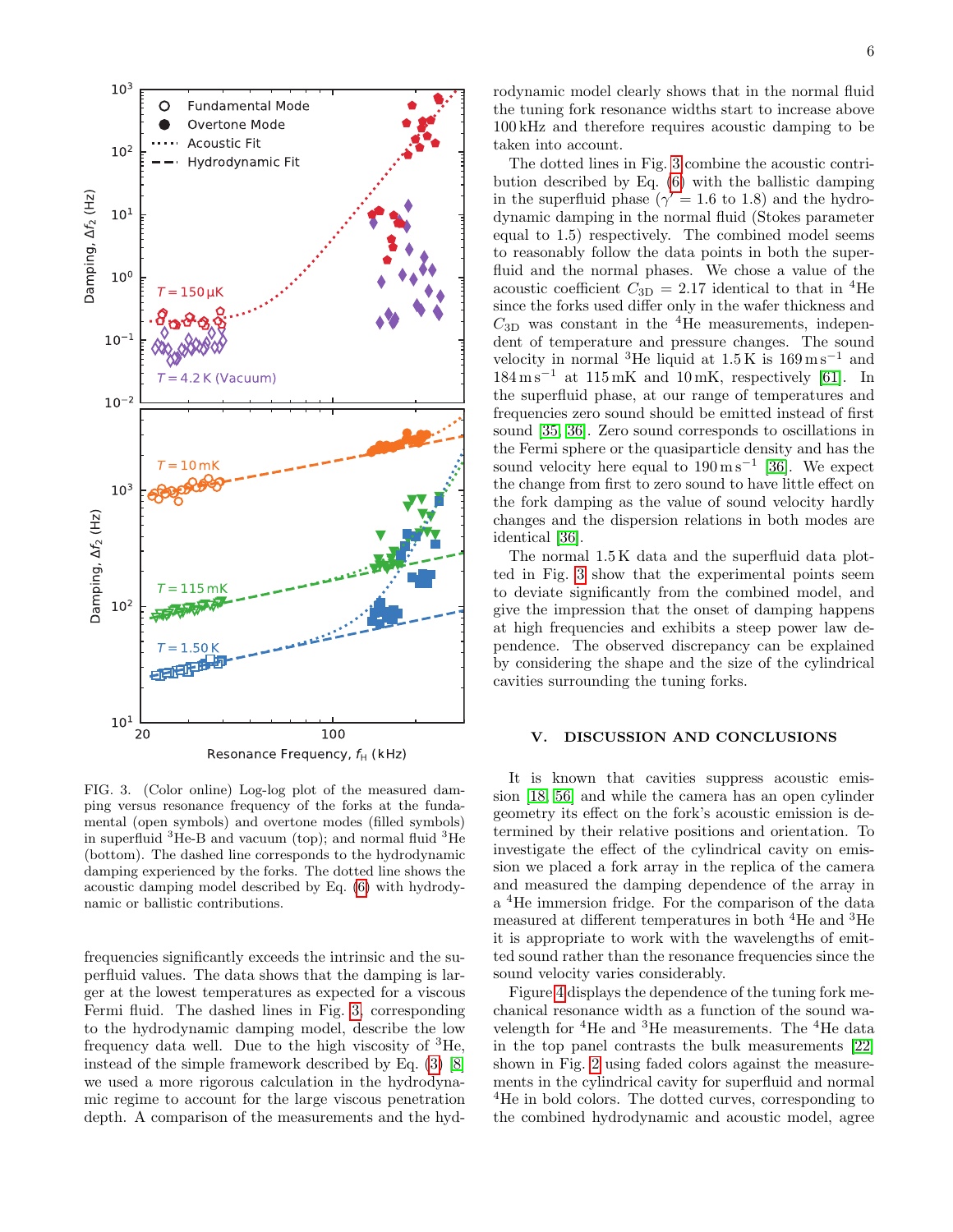FIG. 3. (Color online) Log-log plot of the measured damping versus resonance frequency of the forks at the fundamental (open symbols) and overtone modes (filled symbols) in superfluid $^3$He-B and vacuum (top); and normal fluid $^3$He (bottom). The dashed line corresponds to the hydrodynamic damping experienced by the forks. The dotted line shows the acoustic damping model described by Eq. (6) with hydrodynamic or ballistic contributions.

frequencies significantly exceeds the intrinsic and the superfluid values. The data shows that the damping is larger at the lowest temperatures as expected for a viscous Fermi fluid. The dashed lines in Fig. 3, corresponding to the hydrodynamic damping model, describe the low frequency data well. Due to the high viscosity of $^3$He, instead of the simple framework described by Eq. (3) [8] we used a more rigorous calculation in the hydrodynamic regime to account for the large viscous penetration depth. A comparison of the measurements and the hydrodynamic model clearly shows that in the normal fluid the tuning fork resonance widths start to increase above 100 kHz and therefore requires acoustic damping to be taken into account.

The dotted lines in Fig. 3 combine the acoustic contribution described by Eq. (6) with the ballistic damping in the superfluid phase ($\gamma' = 1.6$ to 1.8) and the hydrodynamic damping in the normal fluid (Stokes parameter equal to 1.5) respectively. The combined model seems to reasonably follow the data points in both the superfluid and the normal phases. We chose a value of the acoustic coefficient $C_{3D} = 2.17$ identical to that in $^4$He since the forks used differ only in the wafer thickness and $C_{3D}$ was constant in the $^4$He measurements, independent of temperature and pressure changes. The sound velocity in normal $^3$He liquid at 1.5 K is 169 m s$^{-1}$ and 184 m s$^{-1}$ at 115 mK and 10 mK, respectively [61]. In the superfluid phase, at our range of temperatures and frequencies zero sound should be emitted instead of first sound [35, 36]. Zero sound corresponds to oscillations in the Fermi sphere or the quasiparticle density and has the sound velocity here equal to 190 m s$^{-1}$ [36]. We expect the change from first to zero sound to have little effect on the fork damping as the value of sound velocity hardly changes and the dispersion relations in both modes are identical [36].

The normal 1.5 K data and the superfluid data plotted in Fig. 3 show that the experimental points seem to deviate significantly from the combined model, and give the impression that the onset of damping happens at high frequencies and exhibits a steep power law dependence. The observed discrepancy can be explained by considering the shape and the size of the cylindrical cavities surrounding the tuning forks.

## V. DISCUSSION AND CONCLUSIONS

It is known that cavities suppress acoustic emission [18, 56] and while the camera has an open cylinder geometry its effect on the fork's acoustic emission is determined by their relative positions and orientation. To investigate the effect of the cylindrical cavity on emission we placed a fork array in the replica of the camera and measured the damping dependence of the array in a $^4$He immersion fridge. For the comparison of the data measured at different temperatures in both $^4$He and $^3$He it is appropriate to work with the wavelengths of emitted sound rather than the resonance frequencies since the sound velocity varies considerably.

Figure 4 displays the dependence of the tuning fork mechanical resonance width as a function of the sound wavelength for $^4$He and $^3$He measurements. The $^4$He data in the top panel contrasts the bulk measurements [22] shown in Fig. 2 using faded colors against the measurements in the cylindrical cavity for superfluid and normal $^4$He in bold colors. The dotted curves, corresponding to the combined hydrodynamic and acoustic model, agree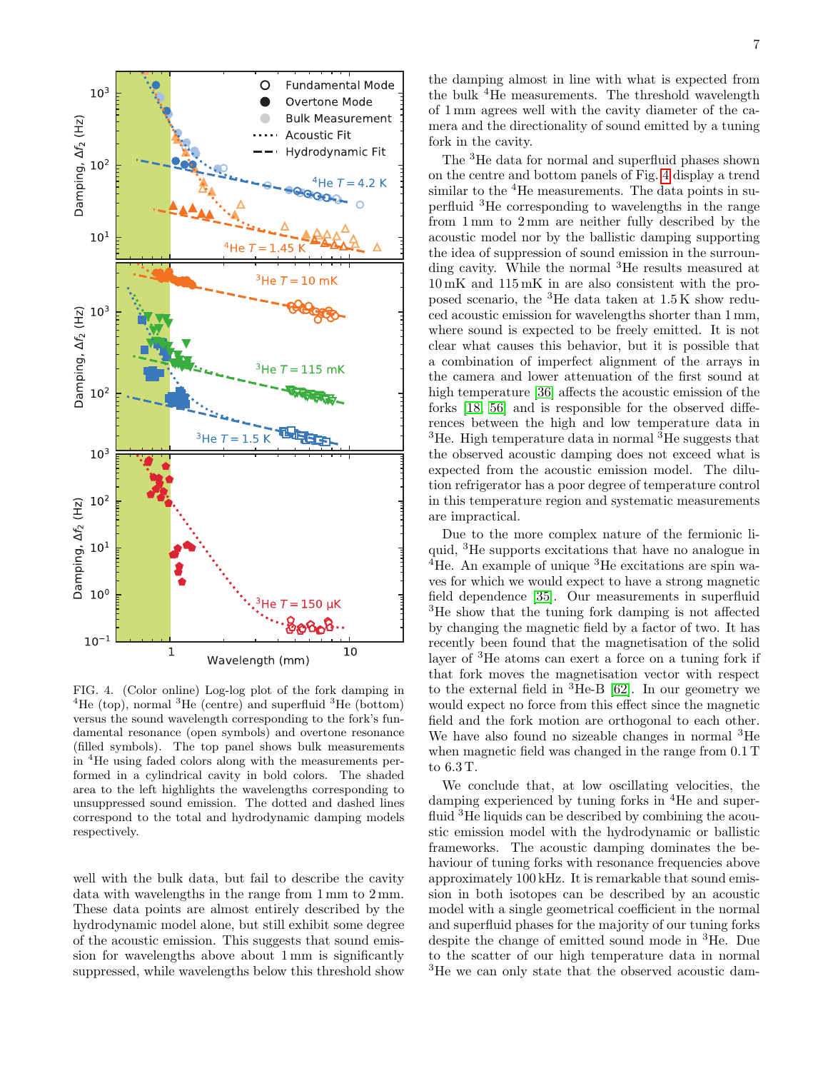FIG. 4. (Color online) Log-log plot of the fork damping in $^4$He (top), normal $^3$He (centre) and superfluid $^3$He (bottom) versus the sound wavelength corresponding to the fork's fundamental resonance (open symbols) and overtone resonance (filled symbols). The top panel shows bulk measurements in $^4$He using faded colors along with the measurements performed in a cylindrical cavity in bold colors. The shaded area to the left highlights the wavelengths corresponding to unsuppressed sound emission. The dotted and dashed lines correspond to the total and hydrodynamic damping models respectively.

well with the bulk data, but fail to describe the cavity data with wavelengths in the range from 1 mm to 2 mm. These data points are almost entirely described by the hydrodynamic model alone, but still exhibit some degree of the acoustic emission. This suggests that sound emission for wavelengths above about 1 mm is significantly suppressed, while wavelengths below this threshold show the damping almost in line with what is expected from the bulk $^4$He measurements. The threshold wavelength of 1 mm agrees well with the cavity diameter of the camera and the directionality of sound emitted by a tuning fork in the cavity.

The $^3$He data for normal and superfluid phases shown on the centre and bottom panels of Fig. 4 display a trend similar to the $^4$He measurements. The data points in superfluid $^3$He corresponding to wavelengths in the range from 1 mm to 2 mm are neither fully described by the acoustic model nor by the ballistic damping supporting the idea of suppression of sound emission in the surrounding cavity. While the normal $^3$He results measured at 10 mK and 115 mK in are also consistent with the proposed scenario, the $^3$He data taken at 1.5 K show reduced acoustic emission for wavelengths shorter than 1 mm, where sound is expected to be freely emitted. It is not clear what causes this behavior, but it is possible that a combination of imperfect alignment of the arrays in the camera and lower attenuation of the first sound at high temperature [36] affects the acoustic emission of the forks [18, 56] and is responsible for the observed differences between the high and low temperature data in $^3$He. High temperature data in normal $^3$He suggests that the observed acoustic damping does not exceed what is expected from the acoustic emission model. The dilution refrigerator has a poor degree of temperature control in this temperature region and systematic measurements are impractical.

Due to the more complex nature of the fermionic liquid, $^3$He supports excitations that have no analogue in $^4$He. An example of unique $^3$He excitations are spin waves for which we would expect to have a strong magnetic field dependence [35]. Our measurements in superfluid $^3$He show that the tuning fork damping is not affected by changing the magnetic field by a factor of two. It has recently been found that the magnetisation of the solid layer of $^3$He atoms can exert a force on a tuning fork if that fork moves the magnetisation vector with respect to the external field in $^3$He-B [62]. In our geometry we would expect no force from this effect since the magnetic field and the fork motion are orthogonal to each other. We have also found no sizeable changes in normal $^3$He when magnetic field was changed in the range from 0.1 T to 6.3 T.

We conclude that, at low oscillating velocities, the damping experienced by tuning forks in $^4$He and superfluid $^3$He liquids can be described by combining the acoustic emission model with the hydrodynamic or ballistic frameworks. The acoustic damping dominates the behaviour of tuning forks with resonance frequencies above approximately 100 kHz. It is remarkable that sound emission in both isotopes can be described by an acoustic model with a single geometrical coefficient in the normal and superfluid phases for the majority of our tuning forks despite the change of emitted sound mode in $^3$He. Due to the scatter of our high temperature data in normal $^3$He we can only state that the observed acoustic dam-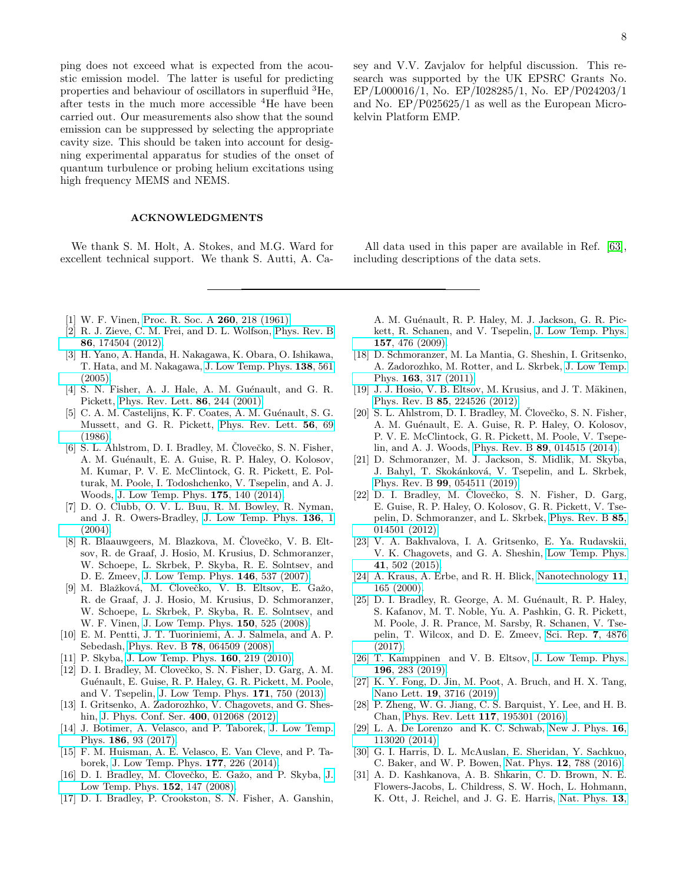ping does not exceed what is expected from the acoustic emission model. The latter is useful for predicting properties and behaviour of oscillators in superfluid $^3$He, after tests in the much more accessible $^4$He have been carried out. Our measurements also show that the sound emission can be suppressed by selecting the appropriate cavity size. This should be taken into account for designing experimental apparatus for studies of the onset of quantum turbulence or probing helium excitations using high frequency MEMS and NEMS.

## ACKNOWLEDGMENTS

We thank S. M. Holt, A. Stokes, and M.G. Ward for excellent technical support. We thank S. Autti, A. Casey and V.V. Zavjalov for helpful discussion. This research was supported by the UK EPSRC Grants No. EP/L000016/1, No. EP/I028285/1, No. EP/P024203/1 and No. EP/P025625/1 as well as the European Microkelvin Platform EMP.

All data used in this paper are available in Ref. [63], including descriptions of the data sets.

---

[1] W. F. Vinen, Proc. R. Soc. A **260**, 218 (1961).
[2] R. J. Zieve, C. M. Frei, and D. L. Wolfson, Phys. Rev. B **86**, 174504 (2012).
[3] H. Yano, A. Handa, H. Nakagawa, K. Obara, O. Ishikawa, T. Hata, and M. Nakagawa, J. Low Temp. Phys. **138**, 561 (2005).
[4] S. N. Fisher, A. J. Hale, A. M. Guénault, and G. R. Pickett, Phys. Rev. Lett. **86**, 244 (2001).
[5] C. A. M. Castelijns, K. F. Coates, A. M. Guénault, S. G. Mussett, and G. R. Pickett, Phys. Rev. Lett. **56**, 69 (1986).
[6] S. L. Ahlstrom, D. I. Bradley, M. Človečko, S. N. Fisher, A. M. Guénault, E. A. Guise, R. P. Haley, O. Kolosov, M. Kumar, P. V. E. McClintock, G. R. Pickett, E. Polturak, M. Poole, I. Todoshchenko, V. Tsepelin, and A. J. Woods, J. Low Temp. Phys. **175**, 140 (2014).
[7] D. O. Clubb, O. V. L. Buu, R. M. Bowley, R. Nyman, and J. R. Owers-Bradley, J. Low Temp. Phys. **136**, 1 (2004).
[8] R. Blaauwgeers, M. Blazkova, M. Človečko, V. B. Eltsov, R. de Graaf, J. Hosio, M. Krusius, D. Schmoranzer, W. Schoepe, L. Skrbek, P. Skyba, R. E. Solntsev, and D. E. Zmeev, J. Low Temp. Phys. **146**, 537 (2007).
[9] M. Blažková, M. Človečko, V. B. Eltsov, E. Gažo, R. de Graaf, J. J. Hosio, M. Krusius, D. Schmoranzer, W. Schoepe, L. Skrbek, P. Skyba, R. E. Solntsev, and W. F. Vinen, J. Low Temp. Phys. **150**, 525 (2008).
[10] E. M. Pentti, J. T. Tuoriniemi, A. J. Salmela, and A. P. Sebedash, Phys. Rev. B **78**, 064509 (2008).
[11] P. Skyba, J. Low Temp. Phys. **160**, 219 (2010).
[12] D. I. Bradley, M. Človečko, S. N. Fisher, D. Garg, A. M. Guénault, E. Guise, R. P. Haley, G. R. Pickett, M. Poole, and V. Tsepelin, J. Low Temp. Phys. **171**, 750 (2013).
[13] I. Gritsenko, A. Zadorozhko, V. Chagovets, and G. Sheshin, J. Phys. Conf. Ser. **400**, 012068 (2012).
[14] J. Botimer, A. Velasco, and P. Taborek, J. Low Temp. Phys. **186**, 93 (2017).
[15] F. M. Huisman, A. E. Velasco, E. Van Cleve, and P. Taborek, J. Low Temp. Phys. **177**, 226 (2014).
[16] D. I. Bradley, M. Človečko, E. Gažo, and P. Skyba, J. Low Temp. Phys. **152**, 147 (2008).
[17] D. I. Bradley, P. Crookston, S. N. Fisher, A. Ganshin, A. M. Guénault, R. P. Haley, M. J. Jackson, G. R. Pickett, R. Schanen, and V. Tsepelin, J. Low Temp. Phys. **157**, 476 (2009).
[18] D. Schmoranzer, M. La Mantia, G. Sheshin, I. Gritsenko, A. Zadorozhko, M. Rotter, and L. Skrbek, J. Low Temp. Phys. **163**, 317 (2011).
[19] J. J. Hosio, V. B. Eltsov, M. Krusius, and J. T. Mäkinen, Phys. Rev. B **85**, 224526 (2012).
[20] S. L. Ahlstrom, D. I. Bradley, M. Človečko, S. N. Fisher, A. M. Guénault, E. A. Guise, R. P. Haley, O. Kolosov, P. V. E. McClintock, G. R. Pickett, M. Poole, V. Tsepelin, and A. J. Woods, Phys. Rev. B **89**, 014515 (2014).
[21] D. Schmoranzer, M. J. Jackson, S. Midlik, M. Skyba, J. Bahyl, T. Skokánková, V. Tsepelin, and L. Skrbek, Phys. Rev. B **99**, 054511 (2019).
[22] D. I. Bradley, M. Človečko, S. N. Fisher, D. Garg, E. Guise, R. P. Haley, O. Kolosov, G. R. Pickett, V. Tsepelin, D. Schmoranzer, and L. Skrbek, Phys. Rev. B **85**, 014501 (2012).
[23] V. A. Bakhvalova, I. A. Gritsenko, E. Ya. Rudavskii, V. K. Chagovets, and G. A. Sheshin, Low Temp. Phys. **41**, 502 (2015).
[24] A. Kraus, A. Erbe, and R. H. Blick, Nanotechnology **11**, 165 (2000).
[25] D. I. Bradley, R. George, A. M. Guénault, R. P. Haley, S. Kafanov, M. T. Noble, Yu. A. Pashkin, G. R. Pickett, M. Poole, J. R. Prance, M. Sarsby, R. Schanen, V. Tsepelin, T. Wilcox, and D. E. Zmeev, Sci. Rep. **7**, 4876 (2017).
[26] T. Kamppinen and V. B. Eltsov, J. Low Temp. Phys. **196**, 283 (2019).
[27] K. Y. Fong, D. Jin, M. Poot, A. Bruch, and H. X. Tang, Nano Lett. **19**, 3716 (2019).
[28] P. Zheng, W. G. Jiang, C. S. Barquist, Y. Lee, and H. B. Chan, Phys. Rev. Lett **117**, 195301 (2016).
[29] L. A. De Lorenzo and K. C. Schwab, New J. Phys. **16**, 113020 (2014).
[30] G. I. Harris, D. L. McAuslan, E. Sheridan, Y. Sachkuo, C. Baker, and W. P. Bowen, Nat. Phys. **12**, 788 (2016).
[31] A. D. Kashkanova, A. B. Shkarin, C. D. Brown, N. E. Flowers-Jacobs, L. Childress, S. W. Hoch, L. Hohmann, K. Ott, J. Reichel, and J. G. E. Harris, Nat. Phys. **13**,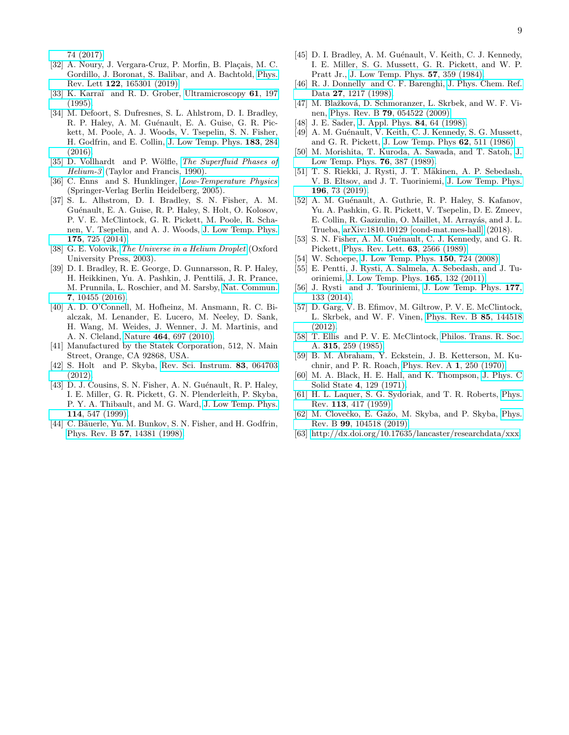74 (2017).

[32] A. Noury, J. Vergara-Cruz, P. Morfin, B. Plaçais, M. C. Gordillo, J. Boronat, S. Balibar, and A. Bachtold, Phys. Rev. Lett **122**, 165301 (2019).

[33] K. Karraï and R. D. Grober, Ultramicroscopy **61**, 197 (1995).

[34] M. Defoort, S. Dufresnes, S. L. Ahlstrom, D. I. Bradley, R. P. Haley, A. M. Guénault, E. A. Guise, G. R. Pickett, M. Poole, A. J. Woods, V. Tsepelin, S. N. Fisher, H. Godfrin, and E. Collin, J. Low Temp. Phys. **183**, 284 (2016).

[35] D. Vollhardt and P. Wölfle, *The Superfluid Phases of Helium-3* (Taylor and Francis, 1990).

[36] C. Enns and S. Hunklinger, *Low-Temperature Physics* (Springer-Verlag Berlin Heidelberg, 2005).

[37] S. L. Alhstrom, D. I. Bradley, S. N. Fisher, A. M. Guénault, E. A. Guise, R. P. Haley, S. Holt, O. Kolosov, P. V. E. McClintock, G. R. Pickett, M. Poole, R. Schanen, V. Tsepelin, and A. J. Woods, J. Low Temp. Phys. **175**, 725 (2014).

[38] G. E. Volovik, *The Universe in a Helium Droplet* (Oxford University Press, 2003).

[39] D. I. Bradley, R. E. George, D. Gunnarsson, R. P. Haley, H. Heikkinen, Yu. A. Pashkin, J. Penttilä, J. R. Prance, M. Prunnila, L. Roschier, and M. Sarsby, Nat. Commun. **7**, 10455 (2016).

[40] A. D. O'Connell, M. Hofheinz, M. Ansmann, R. C. Bialczak, M. Lenander, E. Lucero, M. Neeley, D. Sank, H. Wang, M. Weides, J. Wenner, J. M. Martinis, and A. N. Cleland, Nature **464**, 697 (2010).

[41] Manufactured by the Statek Corporation, 512, N. Main Street, Orange, CA 92868, USA.

[42] S. Holt and P. Skyba, Rev. Sci. Instrum. **83**, 064703 (2012).

[43] D. J. Cousins, S. N. Fisher, A. N. Guénault, R. P. Haley, I. E. Miller, G. R. Pickett, G. N. Plenderleith, P. Skyba, P. Y. A. Thibault, and M. G. Ward, J. Low Temp. Phys. **114**, 547 (1999).

[44] C. Bäuerle, Yu. M. Bunkov, S. N. Fisher, and H. Godfrin, Phys. Rev. B **57**, 14381 (1998).

[45] D. I. Bradley, A. M. Guénault, V. Keith, C. J. Kennedy, I. E. Miller, S. G. Mussett, G. R. Pickett, and W. P. Pratt Jr., J. Low Temp. Phys. **57**, 359 (1984).

[46] R. J. Donnelly and C. F. Barenghi, J. Phys. Chem. Ref. Data **27**, 1217 (1998).

[47] M. Blažková, D. Schmoranzer, L. Skrbek, and W. F. Vinen, Phys. Rev. B **79**, 054522 (2009).

[48] J. E. Sader, J. Appl. Phys. **84**, 64 (1998).

[49] A. M. Guénault, V. Keith, C. J. Kennedy, S. G. Mussett, and G. R. Pickett, J. Low Temp. Phys **62**, 511 (1986).

[50] M. Morishita, T. Kuroda, A. Sawada, and T. Satoh, J. Low Temp. Phys. **76**, 387 (1989).

[51] T. S. Riekki, J. Rysti, J. T. Mäkinen, A. P. Sebedash, V. B. Eltsov, and J. T. Tuoriniemi, J. Low Temp. Phys. **196**, 73 (2019).

[52] A. M. Guénault, A. Guthrie, R. P. Haley, S. Kafanov, Yu. A. Pashkin, G. R. Pickett, V. Tsepelin, D. E. Zmeev, E. Collin, R. Gazizulin, O. Maillet, M. Arrayás, and J. L. Trueba, arXiv:1810.10129 [cond-mat.mes-hall] (2018).

[53] S. N. Fisher, A. M. Guénault, C. J. Kennedy, and G. R. Pickett, Phys. Rev. Lett. **63**, 2566 (1989).

[54] W. Schoepe, J. Low Temp. Phys. **150**, 724 (2008).

[55] E. Pentti, J. Rysti, A. Salmela, A. Sebedash, and J. Tuoriniemi, J. Low Temp. Phys. **165**, 132 (2011).

[56] J. Rysti and J. Touriniemi, J. Low Temp. Phys. **177**, 133 (2014).

[57] D. Garg, V. B. Efimov, M. Giltrow, P. V. E. McClintock, L. Skrbek, and W. F. Vinen, Phys. Rev. B **85**, 144518 (2012).

[58] T. Ellis and P. V. E. McClintock, Philos. Trans. R. Soc. A. **315**, 259 (1985).

[59] B. M. Abraham, Y. Eckstein, J. B. Ketterson, M. Kuchnir, and P. R. Roach, Phys. Rev. A **1**, 250 (1970).

[60] M. A. Black, H. E. Hall, and K. Thompson, J. Phys. C Solid State **4**, 129 (1971).

[61] H. L. Laquer, S. G. Sydoriak, and T. R. Roberts, Phys. Rev. **113**, 417 (1959).

[62] M. Clovečko, E. Gažo, M. Skyba, and P. Skyba, Phys. Rev. B **99**, 104518 (2019).

[63] http://dx.doi.org/10.17635/lancaster/researchdata/xxx